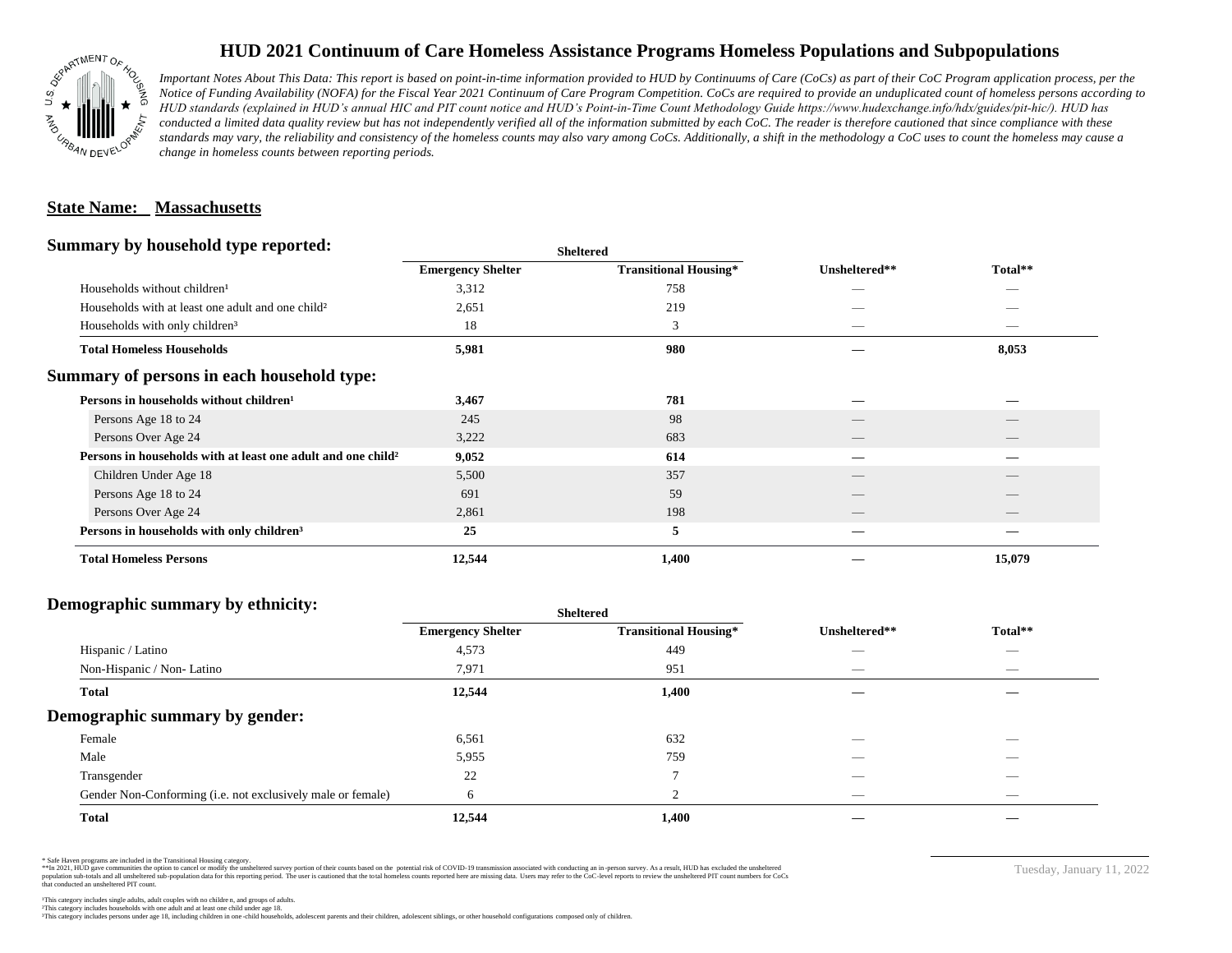# HUD 2021 Continuum of Care Homeless Assistance Programs Homeless Populations and Subpopulations

*Important Notes About This Data: This report is based on point-in-time information provided to HUD by Continuums of Care (CoCs) as part of their CoC Program application process, per the Notice of Funding Availability (NOFA) for the Fiscal Year 2021 Continuum of Care Program Competition. CoCs are required to provide an unduplicated count of homeless persons according to HUD standards (explained in HUD's annual HIC and PIT count notice and HUD's Point-in-Time Count Methodology Guide https://www.hudexchange.info/hdx/guides/pit-hic/). HUD has conducted a limited data quality review but has not independently verified all of the information submitted by each CoC. The reader is therefore cautioned that since compliance with these standards may vary, the reliability and consistency of the homeless counts may also vary among CoCs. Additionally, a shift in the methodology a CoC uses to count the homeless may cause a change in homeless counts between reporting periods.*

**State Name: Massachusetts**

## Summary by household type reported:

| | Sheltered | | | |
|---|---|---|---|---|
| | Emergency Shelter | Transitional Housing* | Unsheltered** | Total** |
| Households without children[1] | 3,312 | 758 | — | — |
| Households with at least one adult and one child[2] | 2,651 | 219 | — | — |
| Households with only children[3] | 18 | 3 | — | — |
| **Total Homeless Households** | **5,981** | **980** | **—** | **8,053** |

## Summary of persons in each household type:

| | Emergency Shelter | Transitional Housing* | Unsheltered** | Total** |
|---|---|---|---|---|
| **Persons in households without children[1]** | **3,467** | **781** | **—** | **—** |
| Persons Age 18 to 24 | 245 | 98 | — | — |
| Persons Over Age 24 | 3,222 | 683 | — | — |
| **Persons in households with at least one adult and one child[2]** | **9,052** | **614** | **—** | **—** |
| Children Under Age 18 | 5,500 | 357 | — | — |
| Persons Age 18 to 24 | 691 | 59 | — | — |
| Persons Over Age 24 | 2,861 | 198 | — | — |
| **Persons in households with only children[3]** | **25** | **5** | **—** | **—** |
| **Total Homeless Persons** | **12,544** | **1,400** | **—** | **15,079** |

## Demographic summary by ethnicity:

| | Sheltered | | | |
|---|---|---|---|---|
| | Emergency Shelter | Transitional Housing* | Unsheltered** | Total** |
| Hispanic / Latino | 4,573 | 449 | — | — |
| Non-Hispanic / Non- Latino | 7,971 | 951 | — | — |
| **Total** | **12,544** | **1,400** | **—** | **—** |

## Demographic summary by gender:

| | Emergency Shelter | Transitional Housing* | Unsheltered** | Total** |
|---|---|---|---|---|
| Female | 6,561 | 632 | — | — |
| Male | 5,955 | 759 | — | — |
| Transgender | 22 | 7 | — | — |
| Gender Non-Conforming (i.e. not exclusively male or female) | 6 | 2 | — | — |
| **Total** | **12,544** | **1,400** | **—** | **—** |

\* Safe Haven programs are included in the Transitional Housing category.
\*\*In 2021, HUD gave communities the option to cancel or modify the unsheltered survey portion of their counts based on the potential risk of COVID-19 transmission associated with conducting an in-person survey. As a result, HUD has excluded the unsheltered population sub-totals and all unsheltered sub-population data for this reporting period. The user is cautioned that the total homeless counts reported here are missing data. Users may refer to the CoC-level reports to review the unsheltered PIT count numbers for CoCs that conducted an unsheltered PIT count.

[1]This category includes single adults, adult couples with no children, and groups of adults.
[2]This category includes households with one adult and at least one child under age 18.
[3]This category includes persons under age 18, including children in one-child households, adolescent parents and their children, adolescent siblings, or other household configurations composed only of children.

Tuesday, January 11, 2022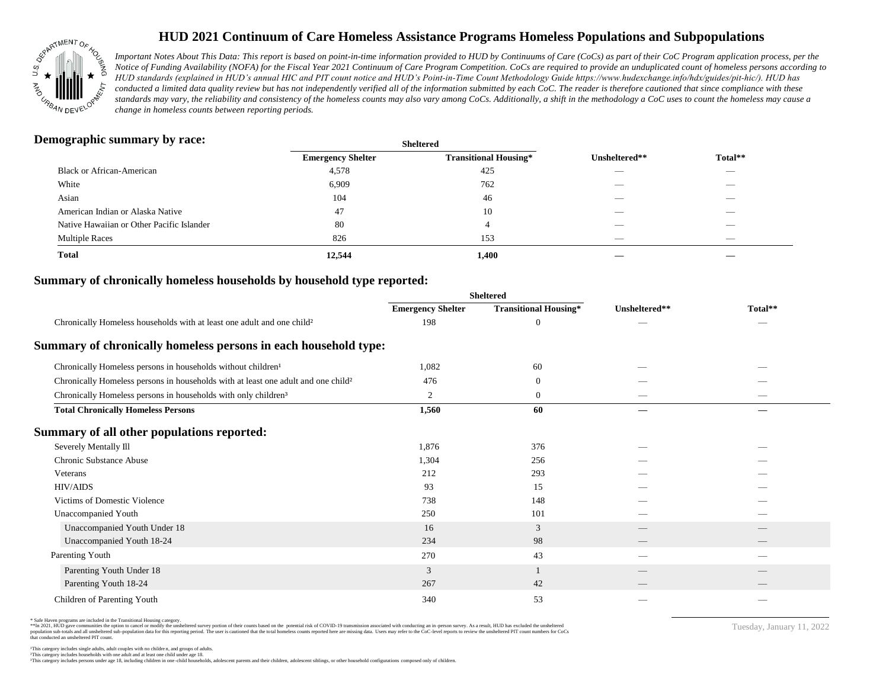# HUD 2021 Continuum of Care Homeless Assistance Programs Homeless Populations and Subpopulations

*Important Notes About This Data: This report is based on point-in-time information provided to HUD by Continuums of Care (CoCs) as part of their CoC Program application process, per the Notice of Funding Availability (NOFA) for the Fiscal Year 2021 Continuum of Care Program Competition. CoCs are required to provide an unduplicated count of homeless persons according to HUD standards (explained in HUD's annual HIC and PIT count notice and HUD's Point-in-Time Count Methodology Guide https://www.hudexchange.info/hdx/guides/pit-hic/). HUD has conducted a limited data quality review but has not independently verified all of the information submitted by each CoC. The reader is therefore cautioned that since compliance with these standards may vary, the reliability and consistency of the homeless counts may also vary among CoCs. Additionally, a shift in the methodology a CoC uses to count the homeless may cause a change in homeless counts between reporting periods.*

## Demographic summary by race:

| | Sheltered | | | |
|---|---|---|---|---|
| | Emergency Shelter | Transitional Housing* | Unsheltered** | Total** |
| Black or African-American | 4,578 | 425 | — | — |
| White | 6,909 | 762 | — | — |
| Asian | 104 | 46 | — | — |
| American Indian or Alaska Native | 47 | 10 | — | — |
| Native Hawaiian or Other Pacific Islander | 80 | 4 | — | — |
| Multiple Races | 826 | 153 | — | — |
| **Total** | **12,544** | **1,400** | **—** | **—** |

## Summary of chronically homeless households by household type reported:

| | Sheltered | | | |
|---|---|---|---|---|
| | Emergency Shelter | Transitional Housing* | Unsheltered** | Total** |
| Chronically Homeless households with at least one adult and one child[2] | 198 | 0 | — | — |

## Summary of chronically homeless persons in each household type:

| | Emergency Shelter | Transitional Housing* | Unsheltered** | Total** |
|---|---|---|---|---|
| Chronically Homeless persons in households without children[1] | 1,082 | 60 | — | — |
| Chronically Homeless persons in households with at least one adult and one child[2] | 476 | 0 | — | — |
| Chronically Homeless persons in households with only children[3] | 2 | 0 | — | — |
| **Total Chronically Homeless Persons** | **1,560** | **60** | **—** | **—** |

## Summary of all other populations reported:

| | Emergency Shelter | Transitional Housing* | Unsheltered** | Total** |
|---|---|---|---|---|
| Severely Mentally Ill | 1,876 | 376 | — | — |
| Chronic Substance Abuse | 1,304 | 256 | — | — |
| Veterans | 212 | 293 | — | — |
| HIV/AIDS | 93 | 15 | — | — |
| Victims of Domestic Violence | 738 | 148 | — | — |
| Unaccompanied Youth | 250 | 101 | — | — |
| Unaccompanied Youth Under 18 | 16 | 3 | — | — |
| Unaccompanied Youth 18-24 | 234 | 98 | — | — |
| Parenting Youth | 270 | 43 | — | — |
| Parenting Youth Under 18 | 3 | 1 | — | — |
| Parenting Youth 18-24 | 267 | 42 | — | — |
| Children of Parenting Youth | 340 | 53 | — | — |

\* Safe Haven programs are included in the Transitional Housing category.
\*\*In 2021, HUD gave communities the option to cancel or modify the unsheltered survey portion of their counts based on the potential risk of COVID-19 transmission associated with conducting an in-person survey. As a result, HUD has excluded the unsheltered population sub-totals and all unsheltered sub-population data for this reporting period. The user is cautioned that the total homeless counts reported here are missing data. Users may refer to the CoC-level reports to review the unsheltered PIT count numbers for CoCs that conducted an unsheltered PIT count.

[1]This category includes single adults, adult couples with no children, and groups of adults.
[2]This category includes households with one adult and at least one child under age 18.
[3]This category includes persons under age 18, including children in one-child households, adolescent parents and their children, adolescent siblings, or other household configurations composed only of children.

Tuesday, January 11, 2022